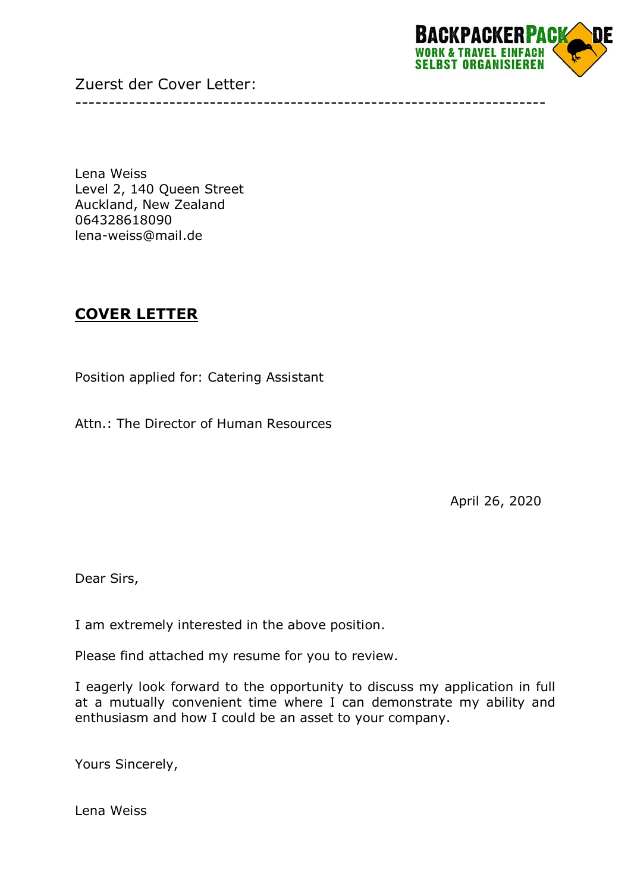Zuerst der Cover Letter:

---

Lena Weiss
Level 2, 140 Queen Street
Auckland, New Zealand
064328618090
lena-weiss@mail.de

## COVER LETTER

Position applied for: Catering Assistant

Attn.: The Director of Human Resources

April 26, 2020

Dear Sirs,

I am extremely interested in the above position.

Please find attached my resume for you to review.

I eagerly look forward to the opportunity to discuss my application in full at a mutually convenient time where I can demonstrate my ability and enthusiasm and how I could be an asset to your company.

Yours Sincerely,

Lena Weiss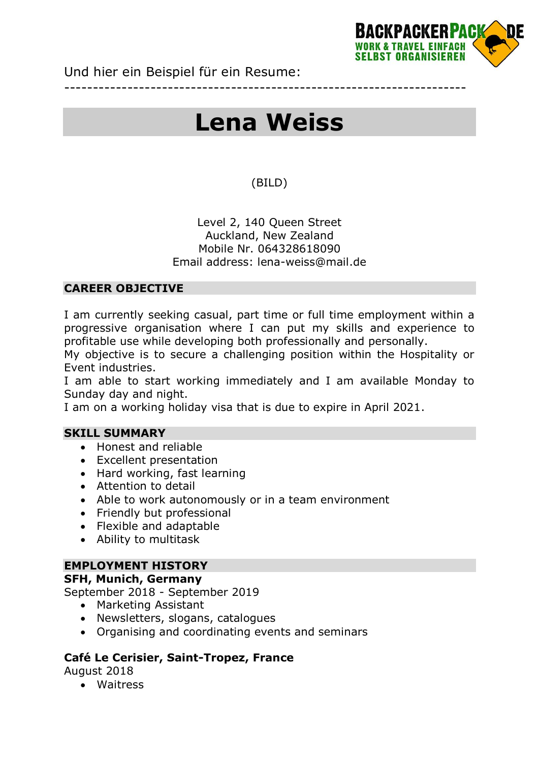Und hier ein Beispiel für ein Resume:

---

# Lena Weiss

(BILD)

Level 2, 140 Queen Street
Auckland, New Zealand
Mobile Nr. 064328618090
Email address: lena-weiss@mail.de

## CAREER OBJECTIVE

I am currently seeking casual, part time or full time employment within a progressive organisation where I can put my skills and experience to profitable use while developing both professionally and personally.
My objective is to secure a challenging position within the Hospitality or Event industries.
I am able to start working immediately and I am available Monday to Sunday day and night.
I am on a working holiday visa that is due to expire in April 2021.

## SKILL SUMMARY

- Honest and reliable
- Excellent presentation
- Hard working, fast learning
- Attention to detail
- Able to work autonomously or in a team environment
- Friendly but professional
- Flexible and adaptable
- Ability to multitask

## EMPLOYMENT HISTORY

**SFH, Munich, Germany**
September 2018 - September 2019

- Marketing Assistant
- Newsletters, slogans, catalogues
- Organising and coordinating events and seminars

**Café Le Cerisier, Saint-Tropez, France**
August 2018

- Waitress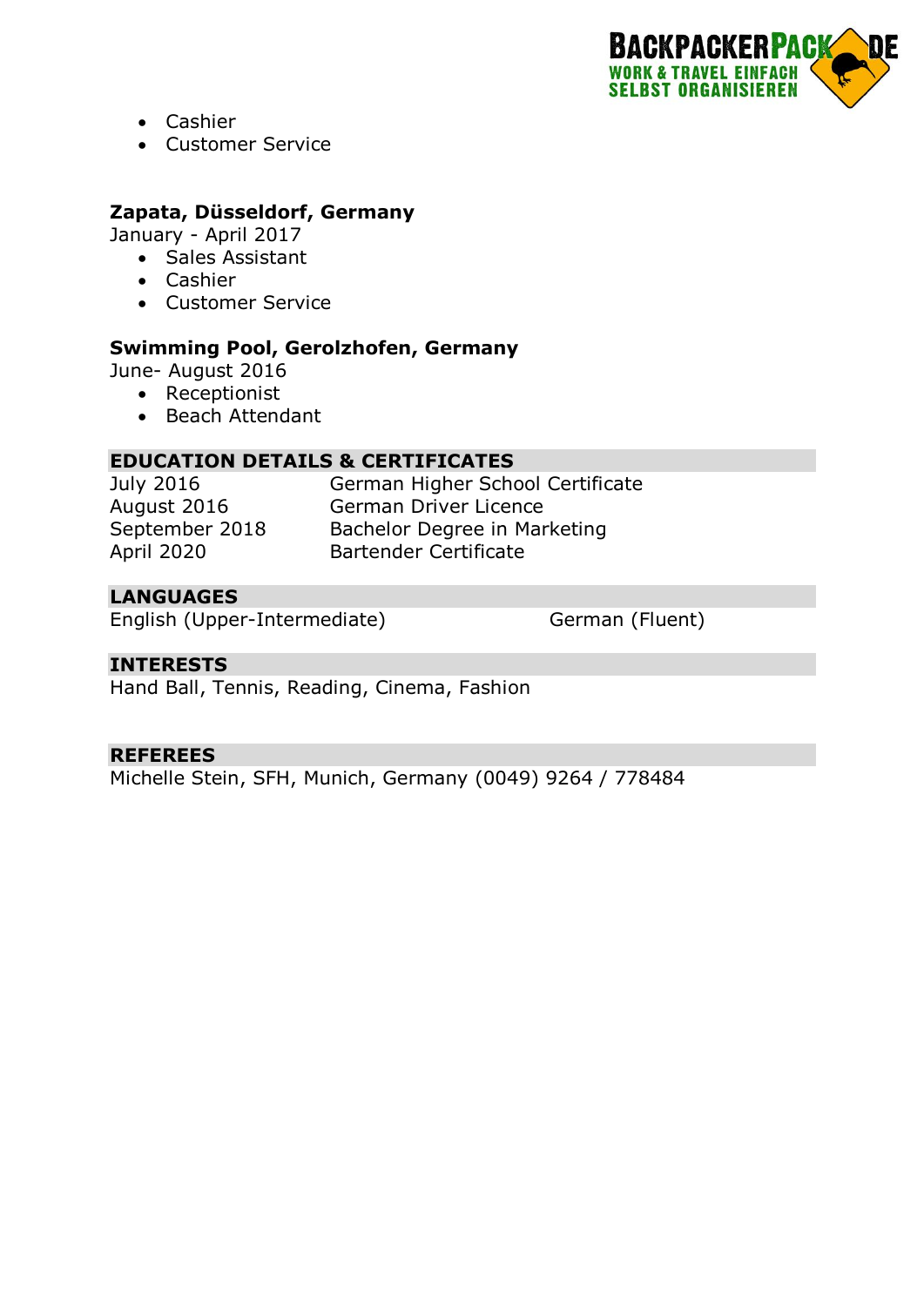- Cashier
- Customer Service

**Zapata, Düsseldorf, Germany**
January - April 2017

- Sales Assistant
- Cashier
- Customer Service

**Swimming Pool, Gerolzhofen, Germany**
June- August 2016

- Receptionist
- Beach Attendant

## EDUCATION DETAILS & CERTIFICATES

| | |
|---|---|
| July 2016 | German Higher School Certificate |
| August 2016 | German Driver Licence |
| September 2018 | Bachelor Degree in Marketing |
| April 2020 | Bartender Certificate |

## LANGUAGES

English (Upper-Intermediate) German (Fluent)

## INTERESTS

Hand Ball, Tennis, Reading, Cinema, Fashion

## REFEREES

Michelle Stein, SFH, Munich, Germany (0049) 9264 / 778484